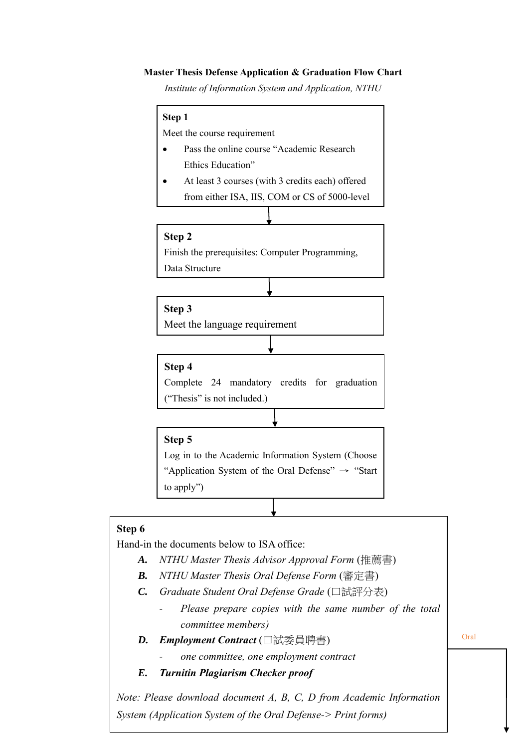**Master Thesis Defense Application & Graduation Flow Chart**

*Institute of Information System and Application, NTHU*

**Step 1**

Meet the course requirement

- Pass the online course "Academic Research Ethics Education"
- At least 3 courses (with 3 credits each) offered from either ISA, IIS, COM or CS of 5000-level

↓

**Step 2**

Finish the prerequisites: Computer Programming, Data Structure

↓

**Step 3**

Meet the language requirement

↓

**Step 4**

Complete 24 mandatory credits for graduation ("Thesis" is not included.)

↓

**Step 5**

Log in to the Academic Information System (Choose "Application System of the Oral Defense" → "Start to apply")

↓

**Step 6**

Hand-in the documents below to ISA office:

**A.** *NTHU Master Thesis Advisor Approval Form* (推薦書)

**B.** *NTHU Master Thesis Oral Defense Form* (審定書)

**C.** *Graduate Student Oral Defense Grade* (口試評分表)

- *Please prepare copies with the same number of the total committee members)*

**D.** ***Employment Contract*** (口試委員聘書)

- *one committee, one employment contract*

**E.** ***Turnitin Plagiarism Checker proof***

*Note: Please download document A, B, C, D from Academic Information System (Application System of the Oral Defense-> Print forms)*

Oral

↓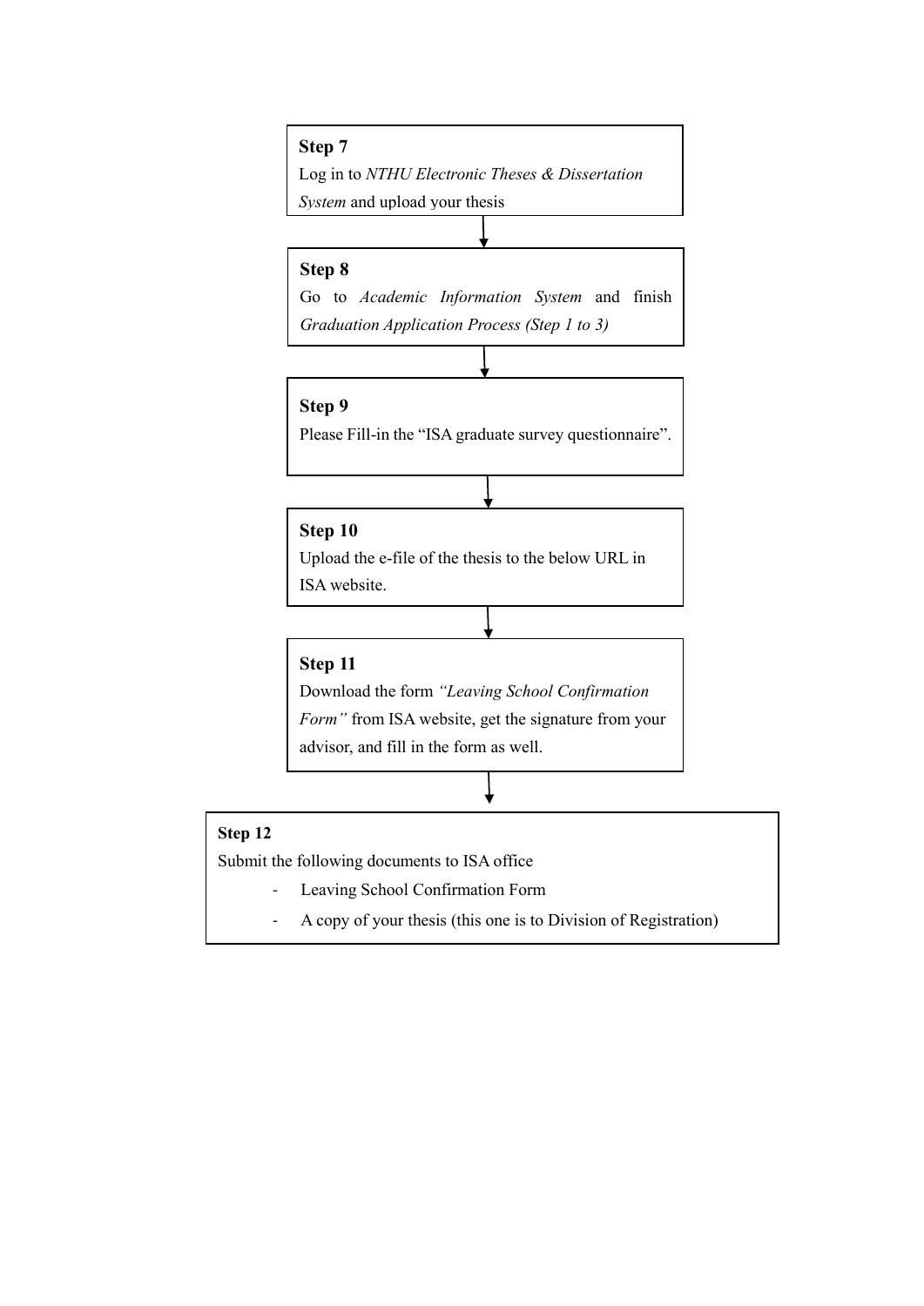**Step 7**

Log in to *NTHU Electronic Theses & Dissertation System* and upload your thesis

**Step 8**

Go to *Academic Information System* and finish *Graduation Application Process (Step 1 to 3)*

**Step 9**

Please Fill-in the "ISA graduate survey questionnaire".

**Step 10**

Upload the e-file of the thesis to the below URL in ISA website.

**Step 11**

Download the form *"Leaving School Confirmation Form"* from ISA website, get the signature from your advisor, and fill in the form as well.

**Step 12**

Submit the following documents to ISA office

- Leaving School Confirmation Form
- A copy of your thesis (this one is to Division of Registration)